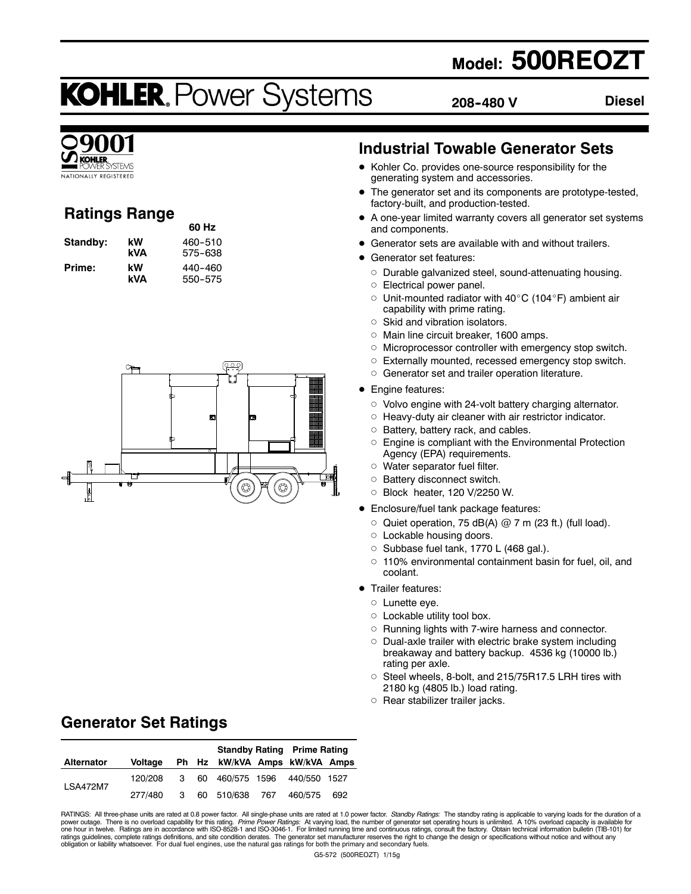# Model: 500REOZT

**KOHLER. Power Systems**

**208-480 V** **Diesel**

ISO 9001 KOHLER POWER SYSTEMS NATIONALLY REGISTERED

## Ratings Range

| | | 60 Hz |
|---|---|---|
| **Standby:** | **kW** | 460-510 |
| | **kVA** | 575-638 |
| **Prime:** | **kW** | 440-460 |
| | **kVA** | 550-575 |

## Industrial Towable Generator Sets

- Kohler Co. provides one-source responsibility for the generating system and accessories.
- The generator set and its components are prototype-tested, factory-built, and production-tested.
- A one-year limited warranty covers all generator set systems and components.
- Generator sets are available with and without trailers.
- Generator set features:
  - Durable galvanized steel, sound-attenuating housing.
  - Electrical power panel.
  - Unit-mounted radiator with 40°C (104°F) ambient air capability with prime rating.
  - Skid and vibration isolators.
  - Main line circuit breaker, 1600 amps.
  - Microprocessor controller with emergency stop switch.
  - Externally mounted, recessed emergency stop switch.
  - Generator set and trailer operation literature.
- Engine features:
  - Volvo engine with 24-volt battery charging alternator.
  - Heavy-duty air cleaner with air restrictor indicator.
  - Battery, battery rack, and cables.
  - Engine is compliant with the Environmental Protection Agency (EPA) requirements.
  - Water separator fuel filter.
  - Battery disconnect switch.
  - Block heater, 120 V/2250 W.
- Enclosure/fuel tank package features:
  - Quiet operation, 75 dB(A) @ 7 m (23 ft.) (full load).
  - Lockable housing doors.
  - Subbase fuel tank, 1770 L (468 gal.).
  - 110% environmental containment basin for fuel, oil, and coolant.
- Trailer features:
  - Lunette eye.
  - Lockable utility tool box.
  - Running lights with 7-wire harness and connector.
  - Dual-axle trailer with electric brake system including breakaway and battery backup. 4536 kg (10000 lb.) rating per axle.
  - Steel wheels, 8-bolt, and 215/75R17.5 LRH tires with 2180 kg (4805 lb.) load rating.
  - Rear stabilizer trailer jacks.

## Generator Set Ratings

| | | | | Standby Rating | | Prime Rating | |
|---|---|---|---|---|---|---|---|
| **Alternator** | **Voltage** | **Ph** | **Hz** | **kW/kVA** | **Amps** | **kW/kVA** | **Amps** |
| LSA472M7 | 120/208 | 3 | 60 | 460/575 | 1596 | 440/550 | 1527 |
| | 277/480 | 3 | 60 | 510/638 | 767 | 460/575 | 692 |

RATINGS: All three-phase units are rated at 0.8 power factor. All single-phase units are rated at 1.0 power factor. *Standby Ratings:* The standby rating is applicable to varying loads for the duration of a power outage. There is no overload capability for this rating. *Prime Power Ratings:* At varying load, the number of generator set operating hours is unlimited. A 10% overload capacity is available for one hour in twelve. Ratings are in accordance with ISO-8528-1 and ISO-3046-1. For limited running time and continuous ratings, consult the factory. Obtain technical information bulletin (TIB-101) for ratings guidelines, complete ratings definitions, and site condition derates. The generator set manufacturer reserves the right to change the design or specifications without notice and without any obligation or liability whatsoever. For dual fuel engines, use the natural gas ratings for both the primary and secondary fuels.

G5-572 (500REOZT) 1/15g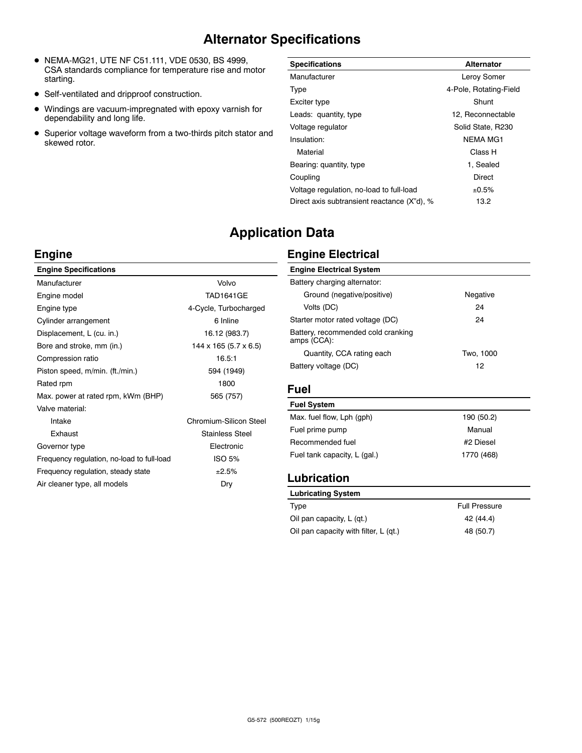# Alternator Specifications

- NEMA-MG21, UTE NF C51.111, VDE 0530, BS 4999, CSA standards compliance for temperature rise and motor starting.
- Self-ventilated and dripproof construction.
- Windings are vacuum-impregnated with epoxy varnish for dependability and long life.
- Superior voltage waveform from a two-thirds pitch stator and skewed rotor.

| Specifications | Alternator |
|---|---|
| Manufacturer | Leroy Somer |
| Type | 4-Pole, Rotating-Field |
| Exciter type | Shunt |
| Leads: quantity, type | 12, Reconnectable |
| Voltage regulator | Solid State, R230 |
| Insulation: | NEMA MG1 |
| Material | Class H |
| Bearing: quantity, type | 1, Sealed |
| Coupling | Direct |
| Voltage regulation, no-load to full-load | ±0.5% |
| Direct axis subtransient reactance (X"d), % | 13.2 |

# Application Data

## Engine

| Engine Specifications | |
|---|---|
| Manufacturer | Volvo |
| Engine model | TAD1641GE |
| Engine type | 4-Cycle, Turbocharged |
| Cylinder arrangement | 6 Inline |
| Displacement, L (cu. in.) | 16.12 (983.7) |
| Bore and stroke, mm (in.) | 144 x 165 (5.7 x 6.5) |
| Compression ratio | 16.5:1 |
| Piston speed, m/min. (ft./min.) | 594 (1949) |
| Rated rpm | 1800 |
| Max. power at rated rpm, kWm (BHP) | 565 (757) |
| Valve material: | |
| Intake | Chromium-Silicon Steel |
| Exhaust | Stainless Steel |
| Governor type | Electronic |
| Frequency regulation, no-load to full-load | ISO 5% |
| Frequency regulation, steady state | ±2.5% |
| Air cleaner type, all models | Dry |

## Engine Electrical

| Engine Electrical System | |
|---|---|
| Battery charging alternator: | |
| Ground (negative/positive) | Negative |
| Volts (DC) | 24 |
| Starter motor rated voltage (DC) | 24 |
| Battery, recommended cold cranking amps (CCA): | |
| Quantity, CCA rating each | Two, 1000 |
| Battery voltage (DC) | 12 |

## Fuel

| Fuel System | |
|---|---|
| Max. fuel flow, Lph (gph) | 190 (50.2) |
| Fuel prime pump | Manual |
| Recommended fuel | #2 Diesel |
| Fuel tank capacity, L (gal.) | 1770 (468) |

## Lubrication

| Lubricating System | |
|---|---|
| Type | Full Pressure |
| Oil pan capacity, L (qt.) | 42 (44.4) |
| Oil pan capacity with filter, L (qt.) | 48 (50.7) |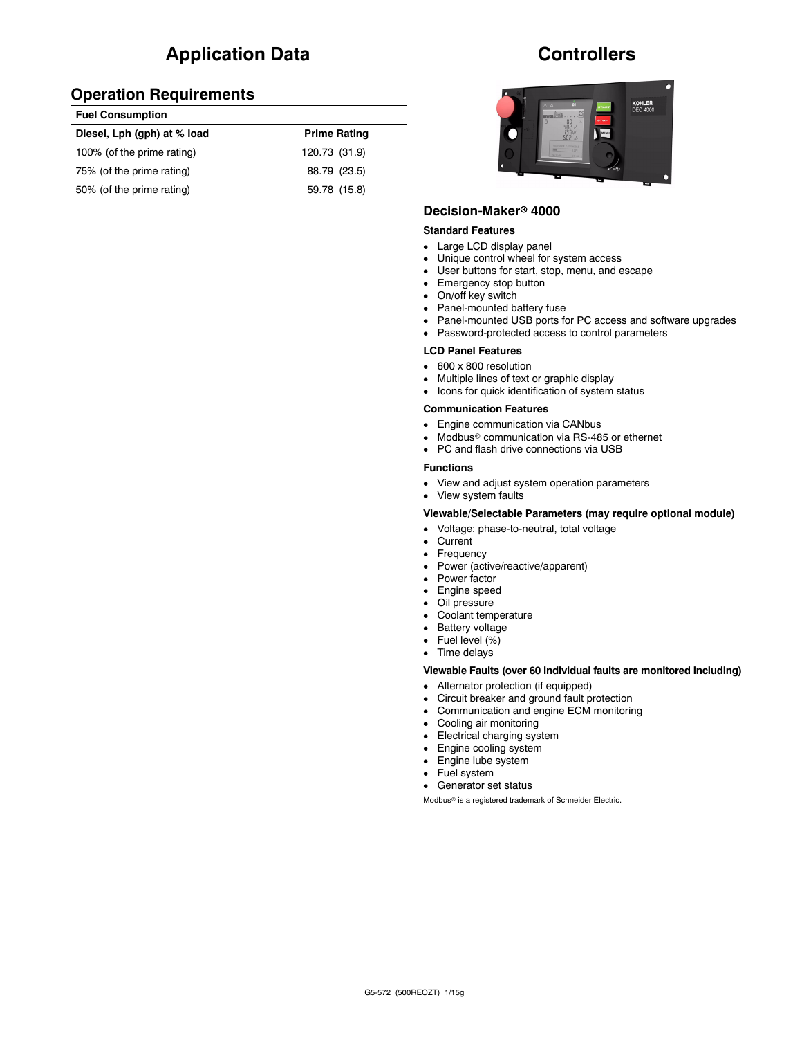# Application Data

## Operation Requirements

| Fuel Consumption | |
|---|---|
| **Diesel, Lph (gph) at % load** | **Prime Rating** |
| 100% (of the prime rating) | 120.73 (31.9) |
| 75% (of the prime rating) | 88.79 (23.5) |
| 50% (of the prime rating) | 59.78 (15.8) |

# Controllers

## Decision-Maker® 4000

### Standard Features

- Large LCD display panel
- Unique control wheel for system access
- User buttons for start, stop, menu, and escape
- Emergency stop button
- On/off key switch
- Panel-mounted battery fuse
- Panel-mounted USB ports for PC access and software upgrades
- Password-protected access to control parameters

### LCD Panel Features

- 600 x 800 resolution
- Multiple lines of text or graphic display
- Icons for quick identification of system status

### Communication Features

- Engine communication via CANbus
- Modbus® communication via RS-485 or ethernet
- PC and flash drive connections via USB

### Functions

- View and adjust system operation parameters
- View system faults

### Viewable/Selectable Parameters (may require optional module)

- Voltage: phase-to-neutral, total voltage
- Current
- Frequency
- Power (active/reactive/apparent)
- Power factor
- Engine speed
- Oil pressure
- Coolant temperature
- Battery voltage
- Fuel level (%)
- Time delays

### Viewable Faults (over 60 individual faults are monitored including)

- Alternator protection (if equipped)
- Circuit breaker and ground fault protection
- Communication and engine ECM monitoring
- Cooling air monitoring
- Electrical charging system
- Engine cooling system
- Engine lube system
- Fuel system
- Generator set status

Modbus® is a registered trademark of Schneider Electric.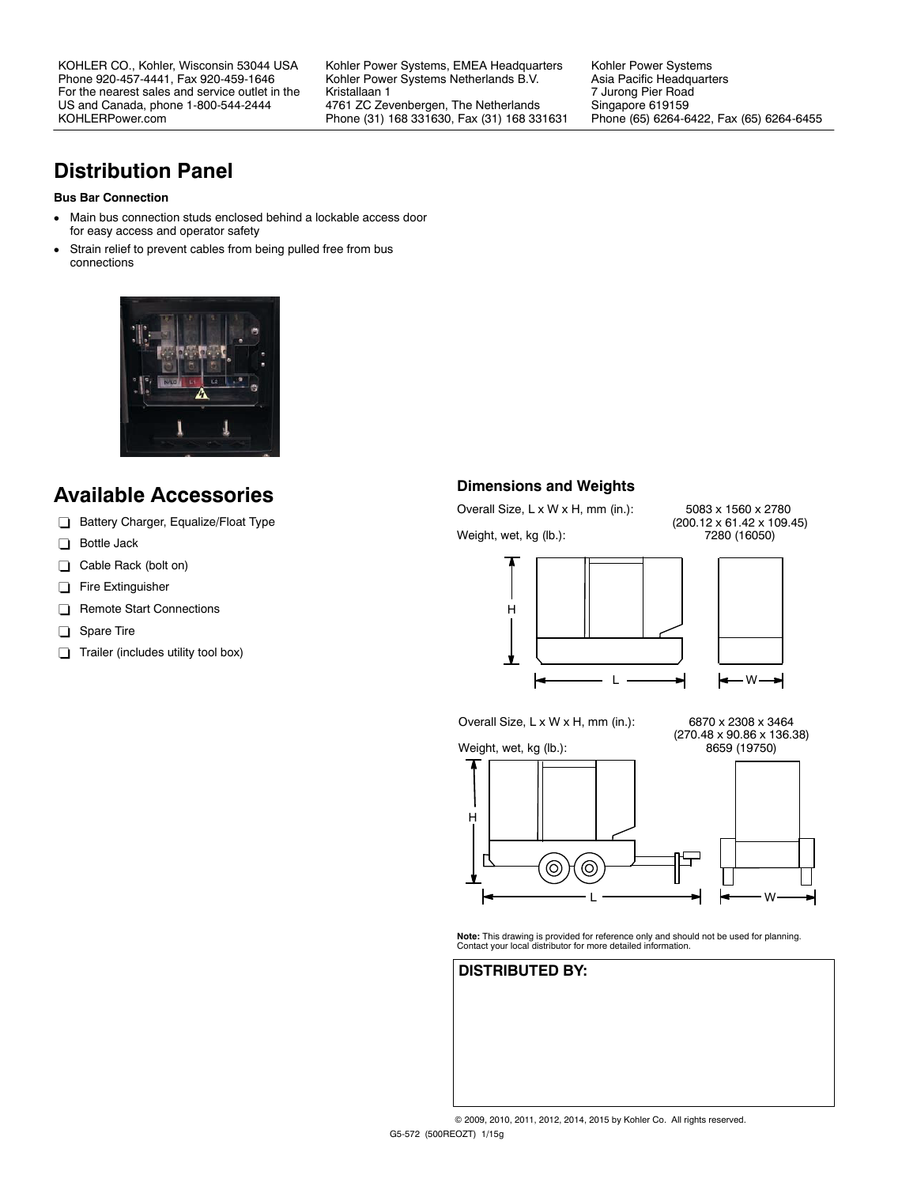KOHLER CO., Kohler, Wisconsin 53044 USA
Phone 920-457-4441, Fax 920-459-1646
For the nearest sales and service outlet in the US and Canada, phone 1-800-544-2444
KOHLERPower.com

Kohler Power Systems, EMEA Headquarters
Kohler Power Systems Netherlands B.V.
Kristallaan 1
4761 ZC Zevenbergen, The Netherlands
Phone (31) 168 331630, Fax (31) 168 331631

Kohler Power Systems
Asia Pacific Headquarters
7 Jurong Pier Road
Singapore 619159
Phone (65) 6264-6422, Fax (65) 6264-6455

## Distribution Panel

**Bus Bar Connection**

- Main bus connection studs enclosed behind a lockable access door for easy access and operator safety
- Strain relief to prevent cables from being pulled free from bus connections

## Available Accessories

- ❑ Battery Charger, Equalize/Float Type
- ❑ Bottle Jack
- ❑ Cable Rack (bolt on)
- ❑ Fire Extinguisher
- ❑ Remote Start Connections
- ❑ Spare Tire
- ❑ Trailer (includes utility tool box)

### Dimensions and Weights

Overall Size, L x W x H, mm (in.): 5083 x 1560 x 2780 (200.12 x 61.42 x 109.45)

Weight, wet, kg (lb.): 7280 (16050)

H
L
W

Overall Size, L x W x H, mm (in.): 6870 x 2308 x 3464 (270.48 x 90.86 x 136.38)

Weight, wet, kg (lb.): 8659 (19750)

H
L
W

**Note:** This drawing is provided for reference only and should not be used for planning. Contact your local distributor for more detailed information.

**DISTRIBUTED BY:**

© 2009, 2010, 2011, 2012, 2014, 2015 by Kohler Co. All rights reserved.

G5-572 (500REOZT) 1/15g